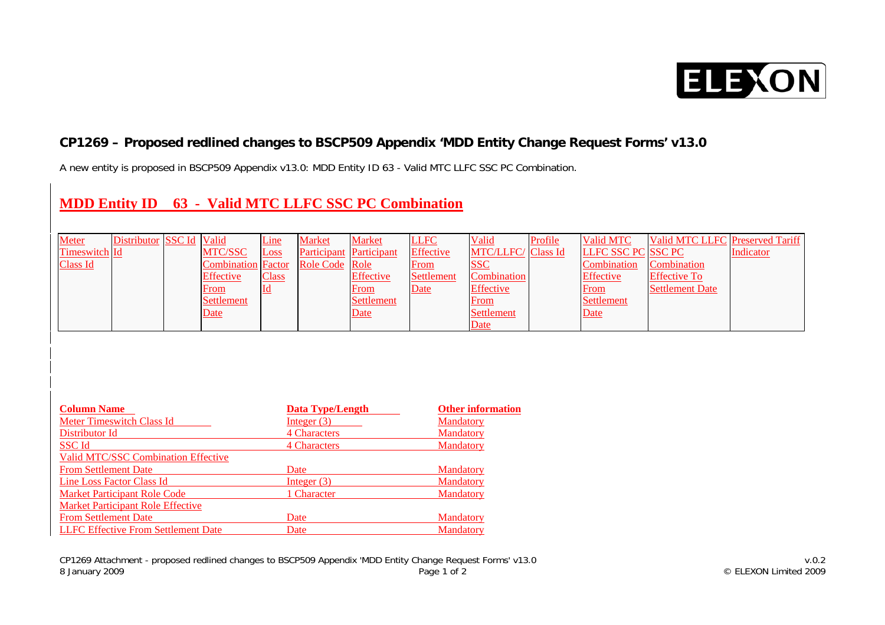## CP1269 – Proposed redlined changes to BSCP509 Appendix 'MDD Entity Change Request Forms' v13.0

A new entity is proposed in BSCP509 Appendix v13.0: MDD Entity ID 63 - Valid MTC LLFC SSC PC Combination.

# MDD Entity ID 63 - Valid MTC LLFC SSC PC Combination

| Meter Timeswitch Class Id | Distributor Id | SSC Id | Valid MTC/SSC Combination Effective From Settlement Date | Line Loss Factor Class Id | Market Participant Role Code | Market Participant Role Effective From Settlement Date | LLFC Effective From Settlement Date | Valid MTC/LLFC/SSC Combination Effective From Settlement Date | Profile Class Id | Valid MTC LLFC SSC PC Combination Effective From Settlement Date | Valid MTC LLFC SSC PC Combination Effective To Settlement Date | Preserved Tariff Indicator |
|---|---|---|---|---|---|---|---|---|---|---|---|---|
| | | | | | | | | | | | | |

| Column Name | Data Type/Length | Other information |
|---|---|---|
| Meter Timeswitch Class Id | Integer (3) | Mandatory |
| Distributor Id | 4 Characters | Mandatory |
| SSC Id | 4 Characters | Mandatory |
| Valid MTC/SSC Combination Effective From Settlement Date | Date | Mandatory |
| Line Loss Factor Class Id | Integer (3) | Mandatory |
| Market Participant Role Code | 1 Character | Mandatory |
| Market Participant Role Effective From Settlement Date | Date | Mandatory |
| LLFC Effective From Settlement Date | Date | Mandatory |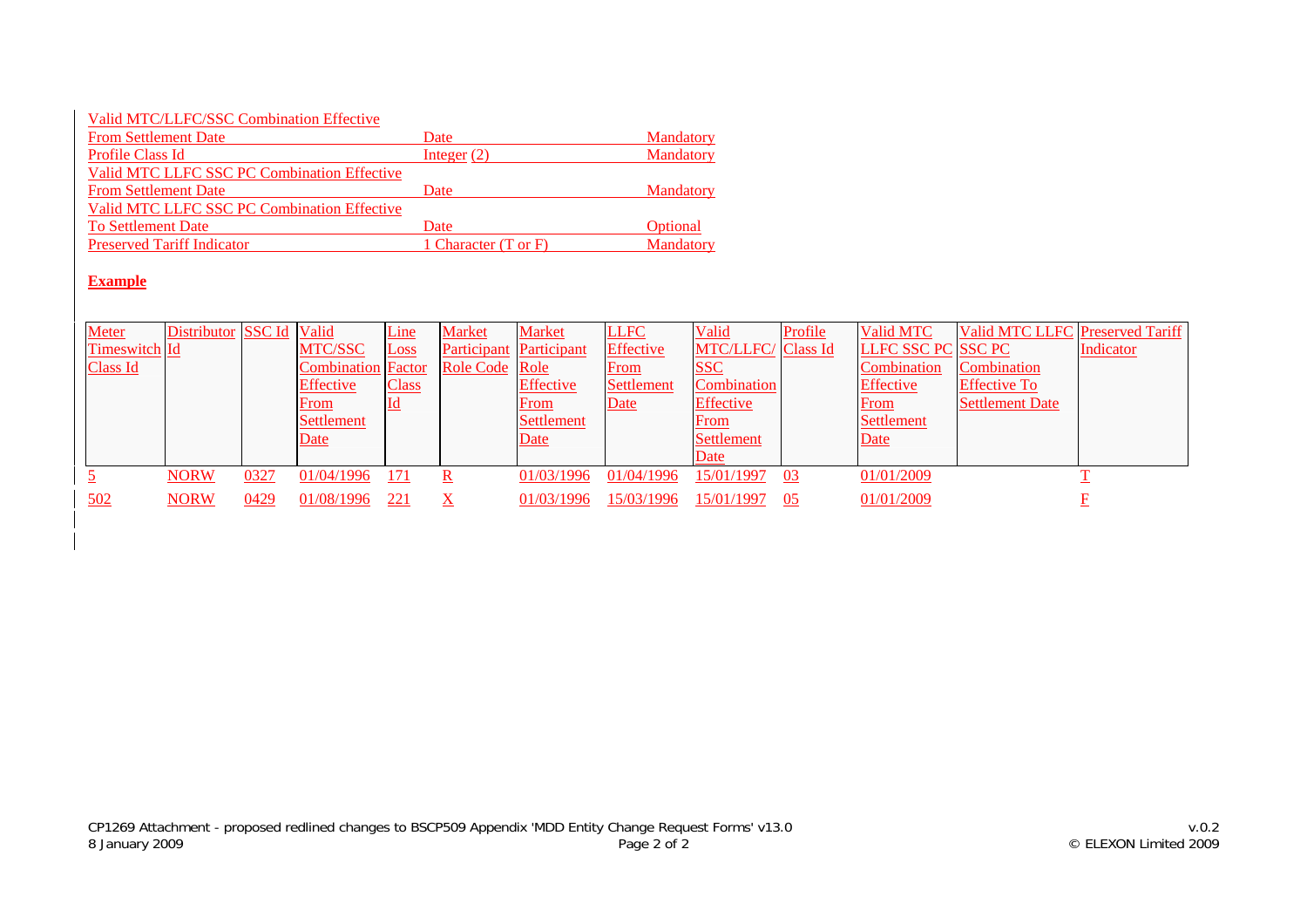| | | |
|---|---|---|
| Valid MTC/LLFC/SSC Combination Effective From Settlement Date | Date | Mandatory |
| Profile Class Id | Integer (2) | Mandatory |
| Valid MTC LLFC SSC PC Combination Effective From Settlement Date | Date | Mandatory |
| Valid MTC LLFC SSC PC Combination Effective To Settlement Date | Date | Optional |
| Preserved Tariff Indicator | 1 Character (T or F) | Mandatory |

**Example**

| Meter Timeswitch Class Id | Distributor Id | SSC Id | Valid MTC/SSC Combination Effective From Settlement Date | Line Loss Factor Class Id | Market Participant Role Code | Market Participant Role Effective From Settlement Date | LLFC Effective From Settlement Date | Valid MTC/LLFC/ SSC Combination Effective From Settlement Date | Profile Class Id | Valid MTC LLFC SSC PC Combination Effective From Settlement Date | Valid MTC LLFC SSC PC Combination Effective To Settlement Date | Preserved Tariff Indicator |
|---|---|---|---|---|---|---|---|---|---|---|---|---|
| 5 | NORW | 0327 | 01/04/1996 | 171 | R | 01/03/1996 | 01/04/1996 | 15/01/1997 | 03 | 01/01/2009 | | T |
| 502 | NORW | 0429 | 01/08/1996 | 221 | X | 01/03/1996 | 15/03/1996 | 15/01/1997 | 05 | 01/01/2009 | | F |